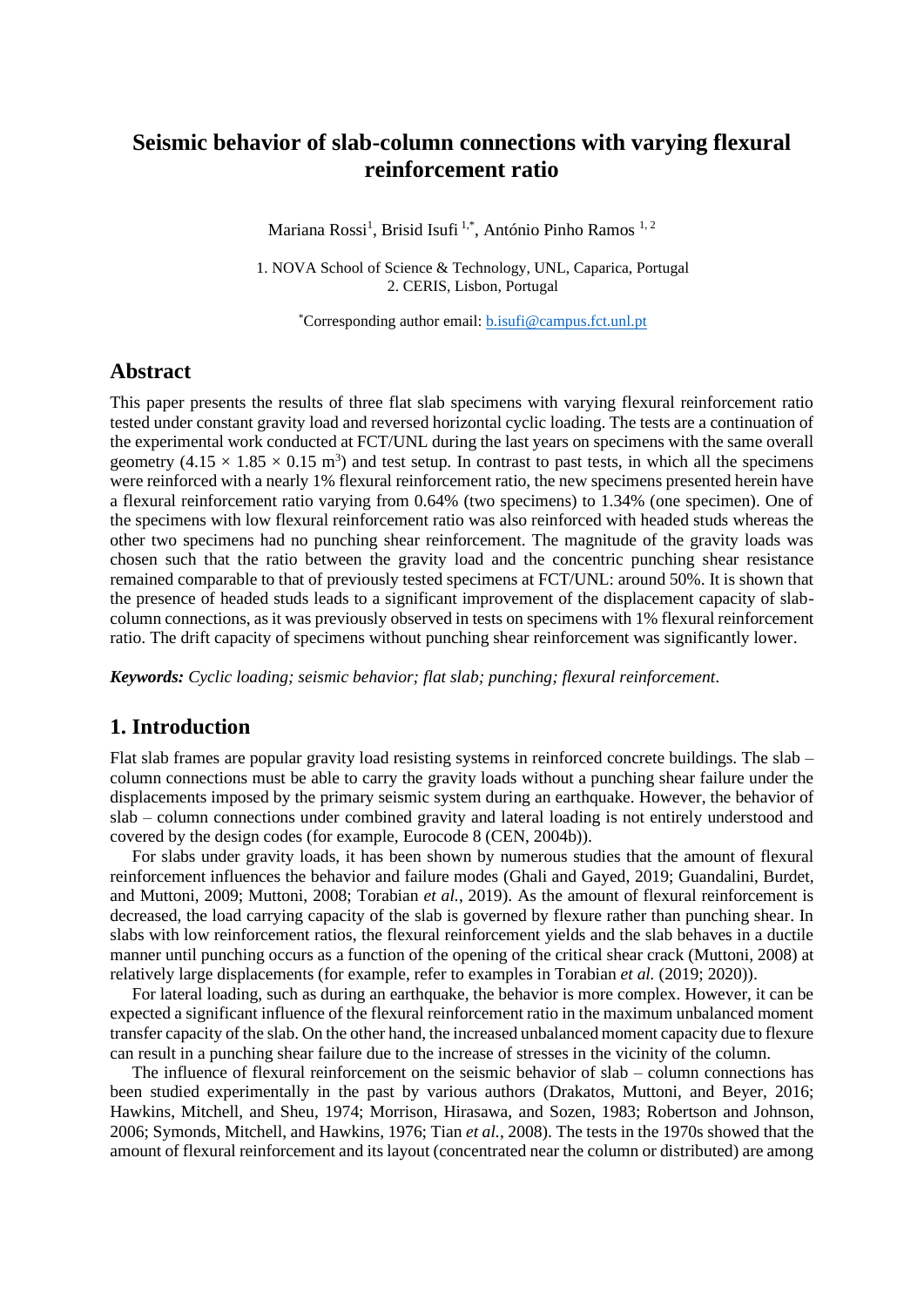# Seismic behavior of slab-column connections with varying flexural reinforcement ratio

Mariana Rossi[1], Brisid Isufi [1,*], António Pinho Ramos [1, 2]

1. NOVA School of Science & Technology, UNL, Caparica, Portugal
2. CERIS, Lisbon, Portugal

[*]Corresponding author email: b.isufi@campus.fct.unl.pt

## Abstract

This paper presents the results of three flat slab specimens with varying flexural reinforcement ratio tested under constant gravity load and reversed horizontal cyclic loading. The tests are a continuation of the experimental work conducted at FCT/UNL during the last years on specimens with the same overall geometry ($4.15 \times 1.85 \times 0.15$ m$^3$) and test setup. In contrast to past tests, in which all the specimens were reinforced with a nearly 1% flexural reinforcement ratio, the new specimens presented herein have a flexural reinforcement ratio varying from 0.64% (two specimens) to 1.34% (one specimen). One of the specimens with low flexural reinforcement ratio was also reinforced with headed studs whereas the other two specimens had no punching shear reinforcement. The magnitude of the gravity loads was chosen such that the ratio between the gravity load and the concentric punching shear resistance remained comparable to that of previously tested specimens at FCT/UNL: around 50%. It is shown that the presence of headed studs leads to a significant improvement of the displacement capacity of slab-column connections, as it was previously observed in tests on specimens with 1% flexural reinforcement ratio. The drift capacity of specimens without punching shear reinforcement was significantly lower.

***Keywords:*** *Cyclic loading; seismic behavior; flat slab; punching; flexural reinforcement.*

## 1. Introduction

Flat slab frames are popular gravity load resisting systems in reinforced concrete buildings. The slab – column connections must be able to carry the gravity loads without a punching shear failure under the displacements imposed by the primary seismic system during an earthquake. However, the behavior of slab – column connections under combined gravity and lateral loading is not entirely understood and covered by the design codes (for example, Eurocode 8 (CEN, 2004b)).

For slabs under gravity loads, it has been shown by numerous studies that the amount of flexural reinforcement influences the behavior and failure modes (Ghali and Gayed, 2019; Guandalini, Burdet, and Muttoni, 2009; Muttoni, 2008; Torabian *et al.*, 2019). As the amount of flexural reinforcement is decreased, the load carrying capacity of the slab is governed by flexure rather than punching shear. In slabs with low reinforcement ratios, the flexural reinforcement yields and the slab behaves in a ductile manner until punching occurs as a function of the opening of the critical shear crack (Muttoni, 2008) at relatively large displacements (for example, refer to examples in Torabian *et al.* (2019; 2020)).

For lateral loading, such as during an earthquake, the behavior is more complex. However, it can be expected a significant influence of the flexural reinforcement ratio in the maximum unbalanced moment transfer capacity of the slab. On the other hand, the increased unbalanced moment capacity due to flexure can result in a punching shear failure due to the increase of stresses in the vicinity of the column.

The influence of flexural reinforcement on the seismic behavior of slab – column connections has been studied experimentally in the past by various authors (Drakatos, Muttoni, and Beyer, 2016; Hawkins, Mitchell, and Sheu, 1974; Morrison, Hirasawa, and Sozen, 1983; Robertson and Johnson, 2006; Symonds, Mitchell, and Hawkins, 1976; Tian *et al.*, 2008). The tests in the 1970s showed that the amount of flexural reinforcement and its layout (concentrated near the column or distributed) are among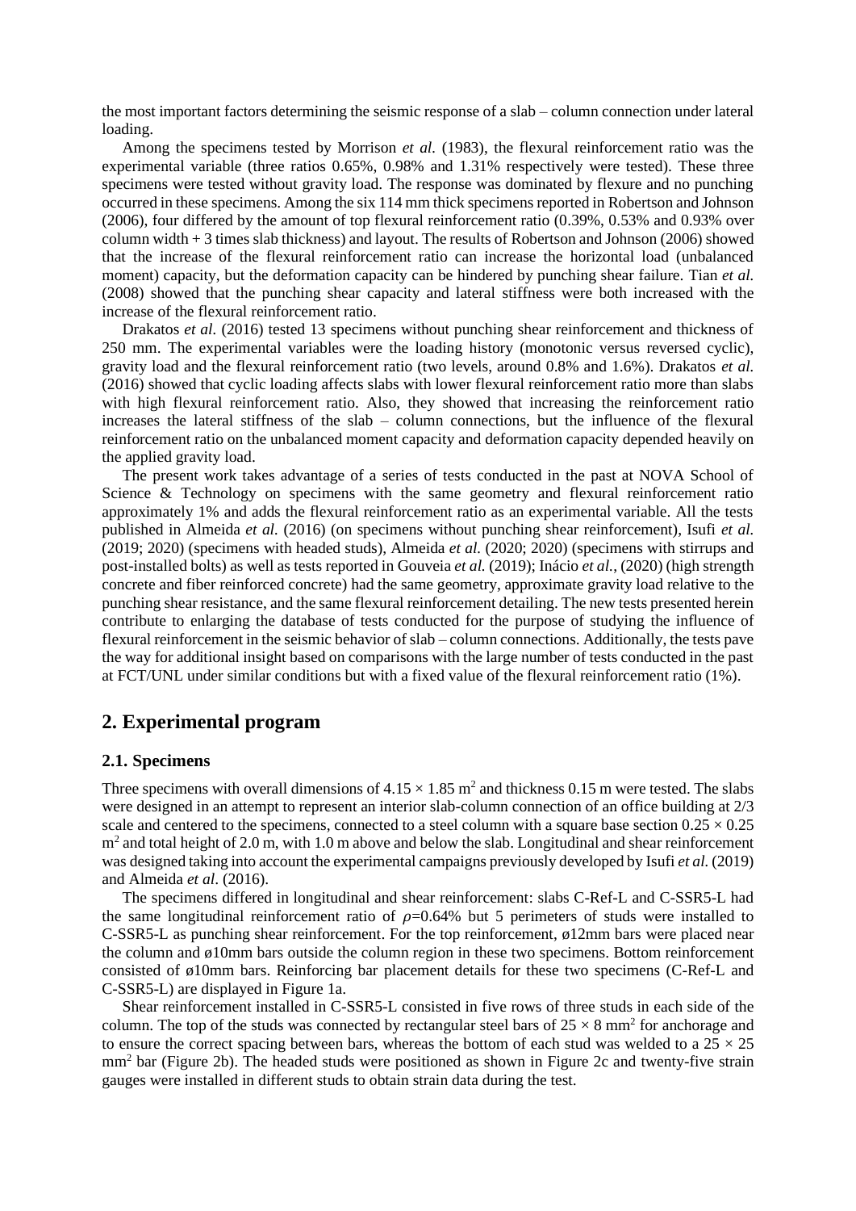the most important factors determining the seismic response of a slab – column connection under lateral loading.

Among the specimens tested by Morrison *et al.* (1983), the flexural reinforcement ratio was the experimental variable (three ratios 0.65%, 0.98% and 1.31% respectively were tested). These three specimens were tested without gravity load. The response was dominated by flexure and no punching occurred in these specimens. Among the six 114 mm thick specimens reported in Robertson and Johnson (2006), four differed by the amount of top flexural reinforcement ratio (0.39%, 0.53% and 0.93% over column width + 3 times slab thickness) and layout. The results of Robertson and Johnson (2006) showed that the increase of the flexural reinforcement ratio can increase the horizontal load (unbalanced moment) capacity, but the deformation capacity can be hindered by punching shear failure. Tian *et al.* (2008) showed that the punching shear capacity and lateral stiffness were both increased with the increase of the flexural reinforcement ratio.

Drakatos *et al.* (2016) tested 13 specimens without punching shear reinforcement and thickness of 250 mm. The experimental variables were the loading history (monotonic versus reversed cyclic), gravity load and the flexural reinforcement ratio (two levels, around 0.8% and 1.6%). Drakatos *et al.* (2016) showed that cyclic loading affects slabs with lower flexural reinforcement ratio more than slabs with high flexural reinforcement ratio. Also, they showed that increasing the reinforcement ratio increases the lateral stiffness of the slab – column connections, but the influence of the flexural reinforcement ratio on the unbalanced moment capacity and deformation capacity depended heavily on the applied gravity load.

The present work takes advantage of a series of tests conducted in the past at NOVA School of Science & Technology on specimens with the same geometry and flexural reinforcement ratio approximately 1% and adds the flexural reinforcement ratio as an experimental variable. All the tests published in Almeida *et al.* (2016) (on specimens without punching shear reinforcement), Isufi *et al.* (2019; 2020) (specimens with headed studs), Almeida *et al.* (2020; 2020) (specimens with stirrups and post-installed bolts) as well as tests reported in Gouveia *et al.* (2019); Inácio *et al.*, (2020) (high strength concrete and fiber reinforced concrete) had the same geometry, approximate gravity load relative to the punching shear resistance, and the same flexural reinforcement detailing. The new tests presented herein contribute to enlarging the database of tests conducted for the purpose of studying the influence of flexural reinforcement in the seismic behavior of slab – column connections. Additionally, the tests pave the way for additional insight based on comparisons with the large number of tests conducted in the past at FCT/UNL under similar conditions but with a fixed value of the flexural reinforcement ratio (1%).

## 2. Experimental program

### 2.1. Specimens

Three specimens with overall dimensions of $4.15 \times 1.85$ m$^2$ and thickness 0.15 m were tested. The slabs were designed in an attempt to represent an interior slab-column connection of an office building at 2/3 scale and centered to the specimens, connected to a steel column with a square base section $0.25 \times 0.25$ m$^2$ and total height of 2.0 m, with 1.0 m above and below the slab. Longitudinal and shear reinforcement was designed taking into account the experimental campaigns previously developed by Isufi *et al.* (2019) and Almeida *et al.* (2016).

The specimens differed in longitudinal and shear reinforcement: slabs C-Ref-L and C-SSR5-L had the same longitudinal reinforcement ratio of $\rho$=0.64% but 5 perimeters of studs were installed to C-SSR5-L as punching shear reinforcement. For the top reinforcement, ø12mm bars were placed near the column and ø10mm bars outside the column region in these two specimens. Bottom reinforcement consisted of ø10mm bars. Reinforcing bar placement details for these two specimens (C-Ref-L and C-SSR5-L) are displayed in Figure 1a.

Shear reinforcement installed in C-SSR5-L consisted in five rows of three studs in each side of the column. The top of the studs was connected by rectangular steel bars of $25 \times 8$ mm$^2$ for anchorage and to ensure the correct spacing between bars, whereas the bottom of each stud was welded to a $25 \times 25$ mm$^2$ bar (Figure 2b). The headed studs were positioned as shown in Figure 2c and twenty-five strain gauges were installed in different studs to obtain strain data during the test.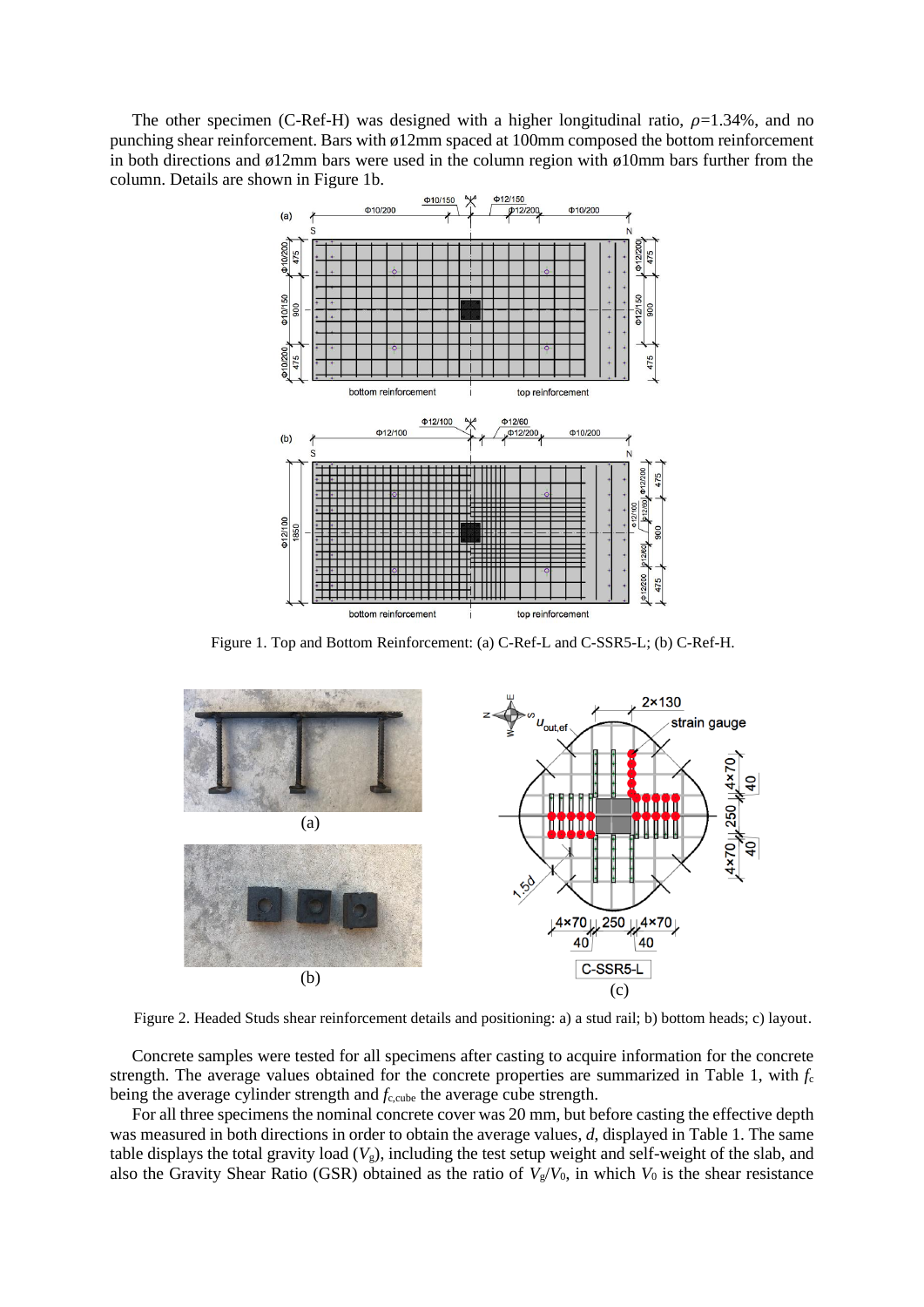The other specimen (C-Ref-H) was designed with a higher longitudinal ratio, $\rho$=1.34%, and no punching shear reinforcement. Bars with ø12mm spaced at 100mm composed the bottom reinforcement in both directions and ø12mm bars were used in the column region with ø10mm bars further from the column. Details are shown in Figure 1b.

Figure 1. Top and Bottom Reinforcement: (a) C-Ref-L and C-SSR5-L; (b) C-Ref-H.

Figure 2. Headed Studs shear reinforcement details and positioning: a) a stud rail; b) bottom heads; c) layout.

Concrete samples were tested for all specimens after casting to acquire information for the concrete strength. The average values obtained for the concrete properties are summarized in Table 1, with $f_c$ being the average cylinder strength and $f_{c,cube}$ the average cube strength.

For all three specimens the nominal concrete cover was 20 mm, but before casting the effective depth was measured in both directions in order to obtain the average values, $d$, displayed in Table 1. The same table displays the total gravity load ($V_g$), including the test setup weight and self-weight of the slab, and also the Gravity Shear Ratio (GSR) obtained as the ratio of $V_g/V_0$, in which $V_0$ is the shear resistance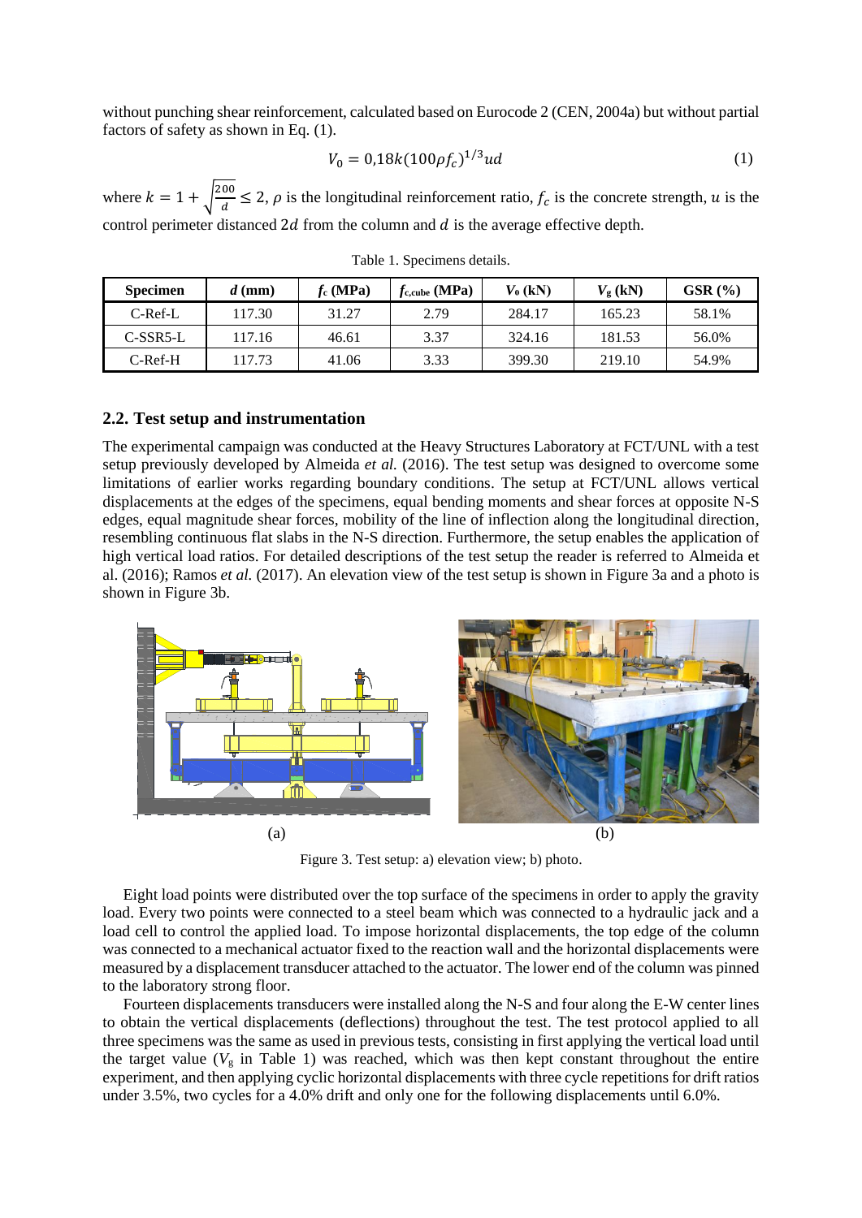without punching shear reinforcement, calculated based on Eurocode 2 (CEN, 2004a) but without partial factors of safety as shown in Eq. (1).

$$V_0 = 0{,}18k(100\rho f_c)^{1/3}ud \tag{1}$$

where $k = 1 + \sqrt{\frac{200}{d}} \leq 2$, $\rho$ is the longitudinal reinforcement ratio, $f_c$ is the concrete strength, $u$ is the control perimeter distanced $2d$ from the column and $d$ is the average effective depth.

Table 1. Specimens details.

| Specimen | $d$ (mm) | $f_c$ (MPa) | $f_{c,cube}$ (MPa) | $V_0$ (kN) | $V_g$ (kN) | GSR (%) |
|---|---|---|---|---|---|---|
| C-Ref-L | 117.30 | 31.27 | 2.79 | 284.17 | 165.23 | 58.1% |
| C-SSR5-L | 117.16 | 46.61 | 3.37 | 324.16 | 181.53 | 56.0% |
| C-Ref-H | 117.73 | 41.06 | 3.33 | 399.30 | 219.10 | 54.9% |

## 2.2. Test setup and instrumentation

The experimental campaign was conducted at the Heavy Structures Laboratory at FCT/UNL with a test setup previously developed by Almeida *et al.* (2016). The test setup was designed to overcome some limitations of earlier works regarding boundary conditions. The setup at FCT/UNL allows vertical displacements at the edges of the specimens, equal bending moments and shear forces at opposite N-S edges, equal magnitude shear forces, mobility of the line of inflection along the longitudinal direction, resembling continuous flat slabs in the N-S direction. Furthermore, the setup enables the application of high vertical load ratios. For detailed descriptions of the test setup the reader is referred to Almeida et al. (2016); Ramos *et al.* (2017). An elevation view of the test setup is shown in Figure 3a and a photo is shown in Figure 3b.

(a) (b)

Figure 3. Test setup: a) elevation view; b) photo.

Eight load points were distributed over the top surface of the specimens in order to apply the gravity load. Every two points were connected to a steel beam which was connected to a hydraulic jack and a load cell to control the applied load. To impose horizontal displacements, the top edge of the column was connected to a mechanical actuator fixed to the reaction wall and the horizontal displacements were measured by a displacement transducer attached to the actuator. The lower end of the column was pinned to the laboratory strong floor.

Fourteen displacements transducers were installed along the N-S and four along the E-W center lines to obtain the vertical displacements (deflections) throughout the test. The test protocol applied to all three specimens was the same as used in previous tests, consisting in first applying the vertical load until the target value ($V_g$ in Table 1) was reached, which was then kept constant throughout the entire experiment, and then applying cyclic horizontal displacements with three cycle repetitions for drift ratios under 3.5%, two cycles for a 4.0% drift and only one for the following displacements until 6.0%.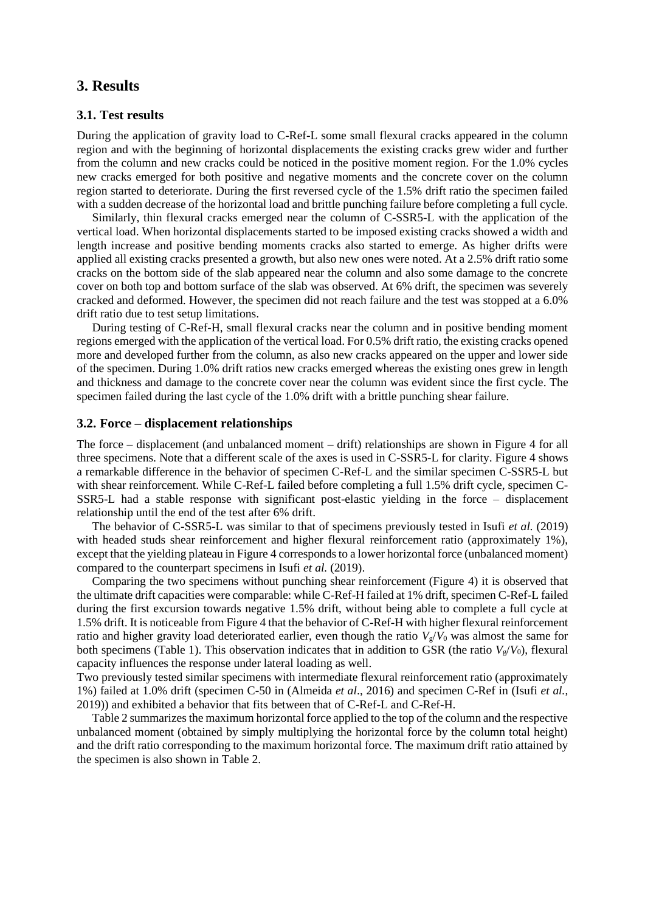## 3. Results

### 3.1. Test results

During the application of gravity load to C-Ref-L some small flexural cracks appeared in the column region and with the beginning of horizontal displacements the existing cracks grew wider and further from the column and new cracks could be noticed in the positive moment region. For the 1.0% cycles new cracks emerged for both positive and negative moments and the concrete cover on the column region started to deteriorate. During the first reversed cycle of the 1.5% drift ratio the specimen failed with a sudden decrease of the horizontal load and brittle punching failure before completing a full cycle.

Similarly, thin flexural cracks emerged near the column of C-SSR5-L with the application of the vertical load. When horizontal displacements started to be imposed existing cracks showed a width and length increase and positive bending moments cracks also started to emerge. As higher drifts were applied all existing cracks presented a growth, but also new ones were noted. At a 2.5% drift ratio some cracks on the bottom side of the slab appeared near the column and also some damage to the concrete cover on both top and bottom surface of the slab was observed. At 6% drift, the specimen was severely cracked and deformed. However, the specimen did not reach failure and the test was stopped at a 6.0% drift ratio due to test setup limitations.

During testing of C-Ref-H, small flexural cracks near the column and in positive bending moment regions emerged with the application of the vertical load. For 0.5% drift ratio, the existing cracks opened more and developed further from the column, as also new cracks appeared on the upper and lower side of the specimen. During 1.0% drift ratios new cracks emerged whereas the existing ones grew in length and thickness and damage to the concrete cover near the column was evident since the first cycle. The specimen failed during the last cycle of the 1.0% drift with a brittle punching shear failure.

### 3.2. Force – displacement relationships

The force – displacement (and unbalanced moment – drift) relationships are shown in Figure 4 for all three specimens. Note that a different scale of the axes is used in C-SSR5-L for clarity. Figure 4 shows a remarkable difference in the behavior of specimen C-Ref-L and the similar specimen C-SSR5-L but with shear reinforcement. While C-Ref-L failed before completing a full 1.5% drift cycle, specimen C-SSR5-L had a stable response with significant post-elastic yielding in the force – displacement relationship until the end of the test after 6% drift.

The behavior of C-SSR5-L was similar to that of specimens previously tested in Isufi *et al.* (2019) with headed studs shear reinforcement and higher flexural reinforcement ratio (approximately 1%), except that the yielding plateau in Figure 4 corresponds to a lower horizontal force (unbalanced moment) compared to the counterpart specimens in Isufi *et al.* (2019).

Comparing the two specimens without punching shear reinforcement (Figure 4) it is observed that the ultimate drift capacities were comparable: while C-Ref-H failed at 1% drift, specimen C-Ref-L failed during the first excursion towards negative 1.5% drift, without being able to complete a full cycle at 1.5% drift. It is noticeable from Figure 4 that the behavior of C-Ref-H with higher flexural reinforcement ratio and higher gravity load deteriorated earlier, even though the ratio $V_g/V_0$ was almost the same for both specimens (Table 1). This observation indicates that in addition to GSR (the ratio $V_g/V_0$), flexural capacity influences the response under lateral loading as well.

Two previously tested similar specimens with intermediate flexural reinforcement ratio (approximately 1%) failed at 1.0% drift (specimen C-50 in (Almeida *et al*., 2016) and specimen C-Ref in (Isufi *et al.*, 2019)) and exhibited a behavior that fits between that of C-Ref-L and C-Ref-H.

Table 2 summarizes the maximum horizontal force applied to the top of the column and the respective unbalanced moment (obtained by simply multiplying the horizontal force by the column total height) and the drift ratio corresponding to the maximum horizontal force. The maximum drift ratio attained by the specimen is also shown in Table 2.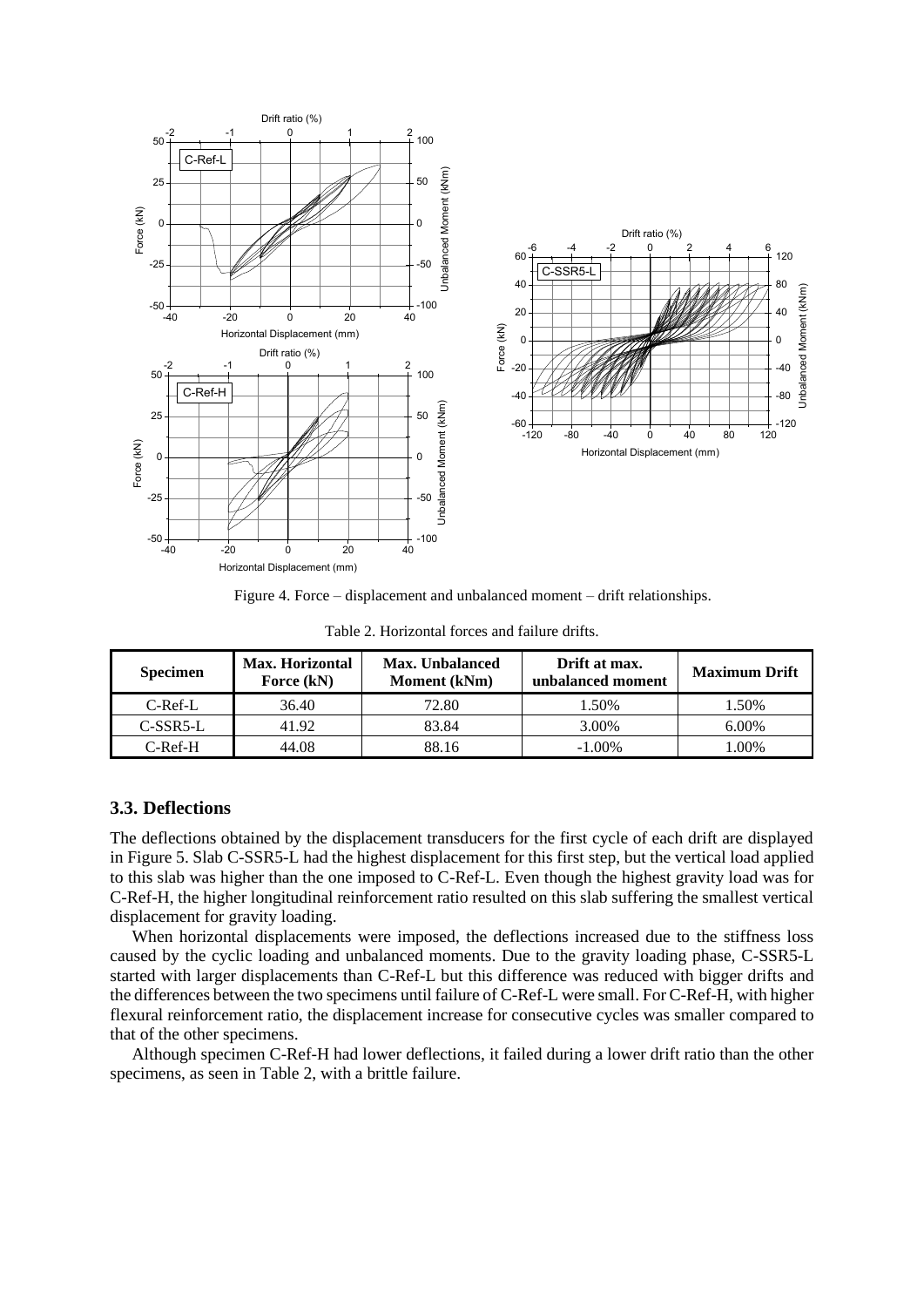Figure 4. Force – displacement and unbalanced moment – drift relationships.

Table 2. Horizontal forces and failure drifts.

| Specimen | Max. Horizontal Force (kN) | Max. Unbalanced Moment (kNm) | Drift at max. unbalanced moment | Maximum Drift |
|---|---|---|---|---|
| C-Ref-L | 36.40 | 72.80 | 1.50% | 1.50% |
| C-SSR5-L | 41.92 | 83.84 | 3.00% | 6.00% |
| C-Ref-H | 44.08 | 88.16 | -1.00% | 1.00% |

### 3.3. Deflections

The deflections obtained by the displacement transducers for the first cycle of each drift are displayed in Figure 5. Slab C-SSR5-L had the highest displacement for this first step, but the vertical load applied to this slab was higher than the one imposed to C-Ref-L. Even though the highest gravity load was for C-Ref-H, the higher longitudinal reinforcement ratio resulted on this slab suffering the smallest vertical displacement for gravity loading.

When horizontal displacements were imposed, the deflections increased due to the stiffness loss caused by the cyclic loading and unbalanced moments. Due to the gravity loading phase, C-SSR5-L started with larger displacements than C-Ref-L but this difference was reduced with bigger drifts and the differences between the two specimens until failure of C-Ref-L were small. For C-Ref-H, with higher flexural reinforcement ratio, the displacement increase for consecutive cycles was smaller compared to that of the other specimens.

Although specimen C-Ref-H had lower deflections, it failed during a lower drift ratio than the other specimens, as seen in Table 2, with a brittle failure.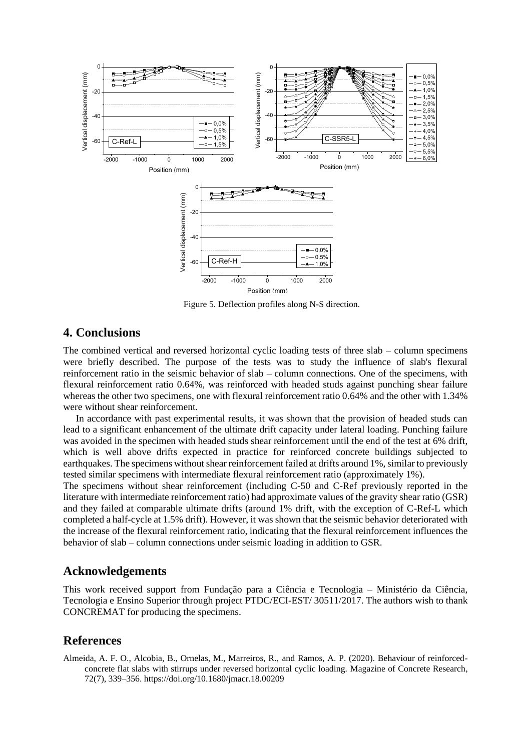Figure 5. Deflection profiles along N-S direction.

## 4. Conclusions

The combined vertical and reversed horizontal cyclic loading tests of three slab – column specimens were briefly described. The purpose of the tests was to study the influence of slab's flexural reinforcement ratio in the seismic behavior of slab – column connections. One of the specimens, with flexural reinforcement ratio 0.64%, was reinforced with headed studs against punching shear failure whereas the other two specimens, one with flexural reinforcement ratio 0.64% and the other with 1.34% were without shear reinforcement.

In accordance with past experimental results, it was shown that the provision of headed studs can lead to a significant enhancement of the ultimate drift capacity under lateral loading. Punching failure was avoided in the specimen with headed studs shear reinforcement until the end of the test at 6% drift, which is well above drifts expected in practice for reinforced concrete buildings subjected to earthquakes. The specimens without shear reinforcement failed at drifts around 1%, similar to previously tested similar specimens with intermediate flexural reinforcement ratio (approximately 1%).

The specimens without shear reinforcement (including C-50 and C-Ref previously reported in the literature with intermediate reinforcement ratio) had approximate values of the gravity shear ratio (GSR) and they failed at comparable ultimate drifts (around 1% drift, with the exception of C-Ref-L which completed a half-cycle at 1.5% drift). However, it was shown that the seismic behavior deteriorated with the increase of the flexural reinforcement ratio, indicating that the flexural reinforcement influences the behavior of slab – column connections under seismic loading in addition to GSR.

## Acknowledgements

This work received support from Fundação para a Ciência e Tecnologia – Ministério da Ciência, Tecnologia e Ensino Superior through project PTDC/ECI-EST/ 30511/2017. The authors wish to thank CONCREMAT for producing the specimens.

## References

Almeida, A. F. O., Alcobia, B., Ornelas, M., Marreiros, R., and Ramos, A. P. (2020). Behaviour of reinforced-concrete flat slabs with stirrups under reversed horizontal cyclic loading. Magazine of Concrete Research, 72(7), 339–356. https://doi.org/10.1680/jmacr.18.00209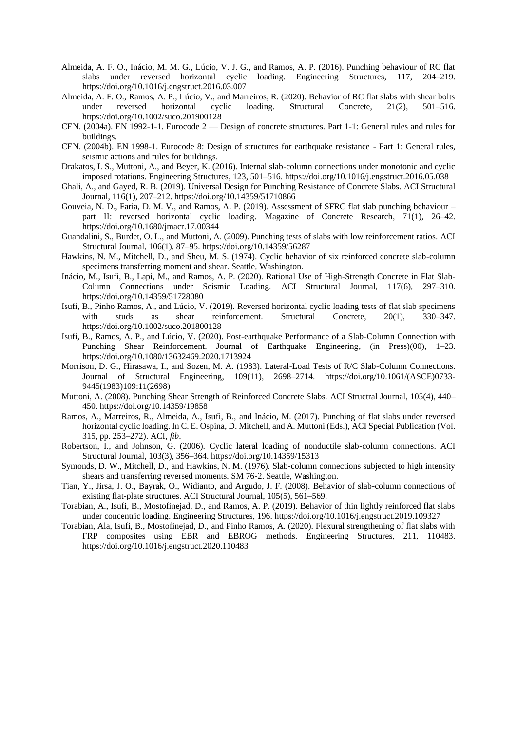Almeida, A. F. O., Inácio, M. M. G., Lúcio, V. J. G., and Ramos, A. P. (2016). Punching behaviour of RC flat slabs under reversed horizontal cyclic loading. Engineering Structures, 117, 204–219. https://doi.org/10.1016/j.engstruct.2016.03.007

Almeida, A. F. O., Ramos, A. P., Lúcio, V., and Marreiros, R. (2020). Behavior of RC flat slabs with shear bolts under reversed horizontal cyclic loading. Structural Concrete, 21(2), 501–516. https://doi.org/10.1002/suco.201900128

CEN. (2004a). EN 1992-1-1. Eurocode 2 — Design of concrete structures. Part 1-1: General rules and rules for buildings.

CEN. (2004b). EN 1998-1. Eurocode 8: Design of structures for earthquake resistance - Part 1: General rules, seismic actions and rules for buildings.

Drakatos, I. S., Muttoni, A., and Beyer, K. (2016). Internal slab-column connections under monotonic and cyclic imposed rotations. Engineering Structures, 123, 501–516. https://doi.org/10.1016/j.engstruct.2016.05.038

Ghali, A., and Gayed, R. B. (2019). Universal Design for Punching Resistance of Concrete Slabs. ACI Structural Journal, 116(1), 207–212. https://doi.org/10.14359/51710866

Gouveia, N. D., Faria, D. M. V., and Ramos, A. P. (2019). Assessment of SFRC flat slab punching behaviour – part II: reversed horizontal cyclic loading. Magazine of Concrete Research, 71(1), 26–42. https://doi.org/10.1680/jmacr.17.00344

Guandalini, S., Burdet, O. L., and Muttoni, A. (2009). Punching tests of slabs with low reinforcement ratios. ACI Structural Journal, 106(1), 87–95. https://doi.org/10.14359/56287

Hawkins, N. M., Mitchell, D., and Sheu, M. S. (1974). Cyclic behavior of six reinforced concrete slab-column specimens transferring moment and shear. Seattle, Washington.

Inácio, M., Isufi, B., Lapi, M., and Ramos, A. P. (2020). Rational Use of High-Strength Concrete in Flat Slab-Column Connections under Seismic Loading. ACI Structural Journal, 117(6), 297–310. https://doi.org/10.14359/51728080

Isufi, B., Pinho Ramos, A., and Lúcio, V. (2019). Reversed horizontal cyclic loading tests of flat slab specimens with studs as shear reinforcement. Structural Concrete, 20(1), 330–347. https://doi.org/10.1002/suco.201800128

Isufi, B., Ramos, A. P., and Lúcio, V. (2020). Post-earthquake Performance of a Slab-Column Connection with Punching Shear Reinforcement. Journal of Earthquake Engineering, (in Press)(00), 1–23. https://doi.org/10.1080/13632469.2020.1713924

Morrison, D. G., Hirasawa, I., and Sozen, M. A. (1983). Lateral-Load Tests of R/C Slab-Column Connections. Journal of Structural Engineering, 109(11), 2698–2714. https://doi.org/10.1061/(ASCE)0733-9445(1983)109:11(2698)

Muttoni, A. (2008). Punching Shear Strength of Reinforced Concrete Slabs. ACI Structral Journal, 105(4), 440–450. https://doi.org/10.14359/19858

Ramos, A., Marreiros, R., Almeida, A., Isufi, B., and Inácio, M. (2017). Punching of flat slabs under reversed horizontal cyclic loading. In C. E. Ospina, D. Mitchell, and A. Muttoni (Eds.), ACI Special Publication (Vol. 315, pp. 253–272). ACI, *fib*.

Robertson, I., and Johnson, G. (2006). Cyclic lateral loading of nonductile slab-column connections. ACI Structural Journal, 103(3), 356–364. https://doi.org/10.14359/15313

Symonds, D. W., Mitchell, D., and Hawkins, N. M. (1976). Slab-column connections subjected to high intensity shears and transferring reversed moments. SM 76-2. Seattle, Washington.

Tian, Y., Jirsa, J. O., Bayrak, O., Widianto, and Argudo, J. F. (2008). Behavior of slab-column connections of existing flat-plate structures. ACI Structural Journal, 105(5), 561–569.

Torabian, A., Isufi, B., Mostofinejad, D., and Ramos, A. P. (2019). Behavior of thin lightly reinforced flat slabs under concentric loading. Engineering Structures, 196. https://doi.org/10.1016/j.engstruct.2019.109327

Torabian, Ala, Isufi, B., Mostofinejad, D., and Pinho Ramos, A. (2020). Flexural strengthening of flat slabs with FRP composites using EBR and EBROG methods. Engineering Structures, 211, 110483. https://doi.org/10.1016/j.engstruct.2020.110483